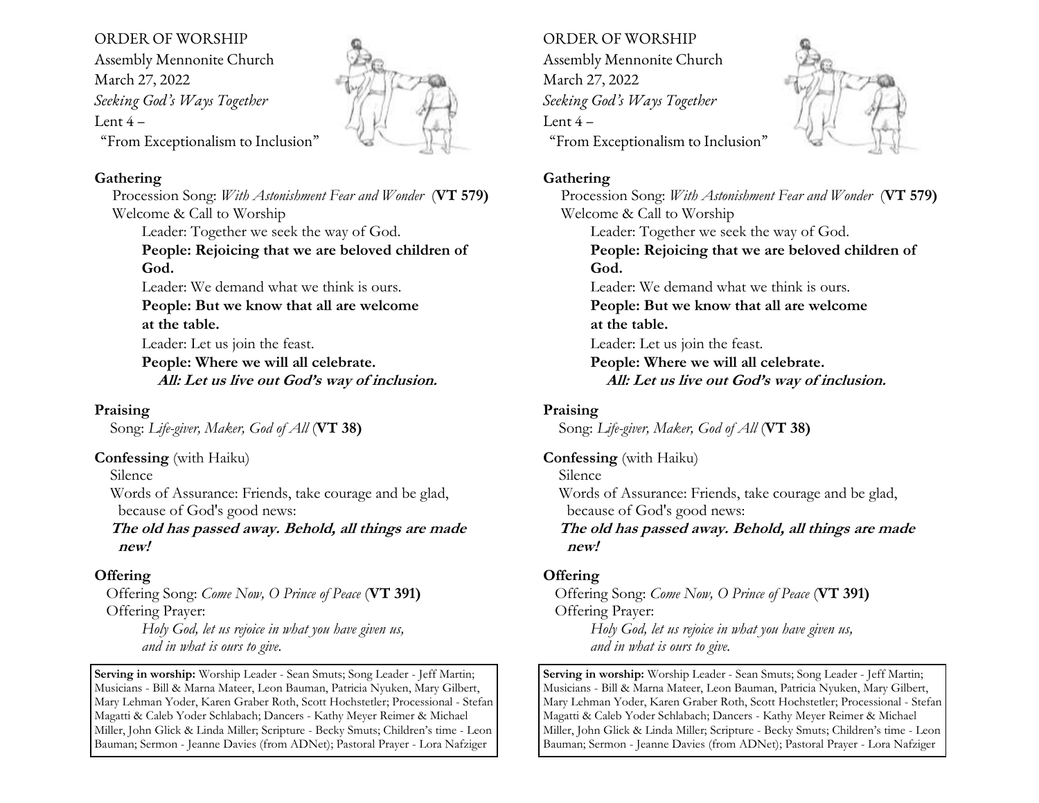ORDER OF WORSHIP
Assembly Mennonite Church
March 27, 2022
*Seeking God's Ways Together*
Lent 4 –
"From Exceptionalism to Inclusion"

## Gathering

Procession Song: *With Astonishment Fear and Wonder* (**VT 579)**
Welcome & Call to Worship

Leader: Together we seek the way of God.
**People: Rejoicing that we are beloved children of God.**
Leader: We demand what we think is ours.
**People: But we know that all are welcome at the table.**
Leader: Let us join the feast.
**People: Where we will all celebrate.**
***All: Let us live out God's way of inclusion.***

## Praising

Song: *Life-giver, Maker, God of All* (**VT 38)**

## Confessing (with Haiku)

Silence
Words of Assurance: Friends, take courage and be glad, because of God's good news:
***The old has passed away. Behold, all things are made new!***

## Offering

Offering Song: *Come Now, O Prince of Peace* (**VT 391)**
Offering Prayer:
*Holy God, let us rejoice in what you have given us,*
*and in what is ours to give.*

**Serving in worship:** Worship Leader - Sean Smuts; Song Leader - Jeff Martin; Musicians - Bill & Marna Mateer, Leon Bauman, Patricia Nyuken, Mary Gilbert, Mary Lehman Yoder, Karen Graber Roth, Scott Hochstetler; Processional - Stefan Magatti & Caleb Yoder Schlabach; Dancers - Kathy Meyer Reimer & Michael Miller, John Glick & Linda Miller; Scripture - Becky Smuts; Children's time - Leon Bauman; Sermon - Jeanne Davies (from ADNet); Pastoral Prayer - Lora Nafziger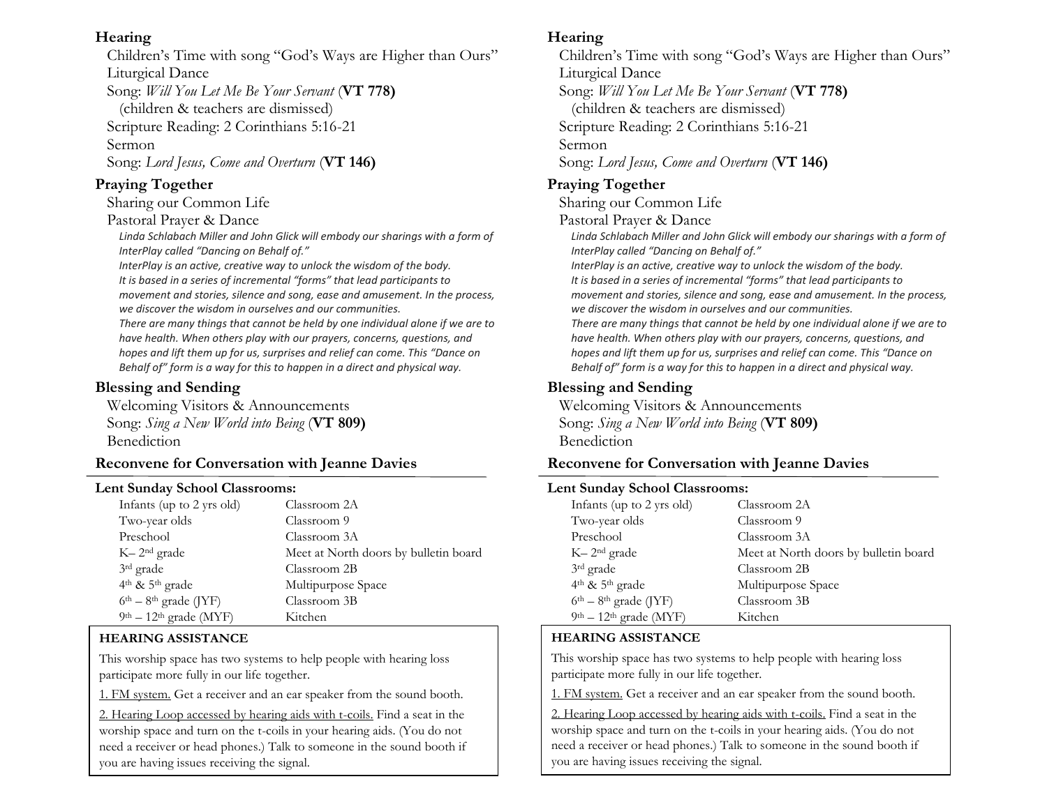## Hearing

Children's Time with song "God's Ways are Higher than Ours"
Liturgical Dance
Song: *Will You Let Me Be Your Servant* (**VT 778)**
(children & teachers are dismissed)
Scripture Reading: 2 Corinthians 5:16-21
Sermon
Song: *Lord Jesus, Come and Overturn* (**VT 146)**

## Praying Together

Sharing our Common Life
Pastoral Prayer & Dance

*Linda Schlabach Miller and John Glick will embody our sharings with a form of InterPlay called "Dancing on Behalf of."*
*InterPlay is an active, creative way to unlock the wisdom of the body. It is based in a series of incremental "forms" that lead participants to movement and stories, silence and song, ease and amusement. In the process, we discover the wisdom in ourselves and our communities.*
*There are many things that cannot be held by one individual alone if we are to have health. When others play with our prayers, concerns, questions, and hopes and lift them up for us, surprises and relief can come. This "Dance on Behalf of" form is a way for this to happen in a direct and physical way.*

## Blessing and Sending

Welcoming Visitors & Announcements
Song: *Sing a New World into Being* (**VT 809)**
Benediction

## Reconvene for Conversation with Jeanne Davies

**Lent Sunday School Classrooms:**

| | |
|---|---|
| Infants (up to 2 yrs old) | Classroom 2A |
| Two-year olds | Classroom 9 |
| Preschool | Classroom 3A |
| K– 2nd grade | Meet at North doors by bulletin board |
| 3rd grade | Classroom 2B |
| 4th & 5th grade | Multipurpose Space |
| 6th – 8th grade (JYF) | Classroom 3B |
| 9th – 12th grade (MYF) | Kitchen |

**HEARING ASSISTANCE**

This worship space has two systems to help people with hearing loss participate more fully in our life together.

1. FM system. Get a receiver and an ear speaker from the sound booth.

2. Hearing Loop accessed by hearing aids with t-coils. Find a seat in the worship space and turn on the t-coils in your hearing aids. (You do not need a receiver or head phones.) Talk to someone in the sound booth if you are having issues receiving the signal.

## Hearing

Children's Time with song "God's Ways are Higher than Ours"
Liturgical Dance
Song: *Will You Let Me Be Your Servant* (**VT 778)**
(children & teachers are dismissed)
Scripture Reading: 2 Corinthians 5:16-21
Sermon
Song: *Lord Jesus, Come and Overturn* (**VT 146)**

## Praying Together

Sharing our Common Life
Pastoral Prayer & Dance

*Linda Schlabach Miller and John Glick will embody our sharings with a form of InterPlay called "Dancing on Behalf of."*
*InterPlay is an active, creative way to unlock the wisdom of the body. It is based in a series of incremental "forms" that lead participants to movement and stories, silence and song, ease and amusement. In the process, we discover the wisdom in ourselves and our communities.*
*There are many things that cannot be held by one individual alone if we are to have health. When others play with our prayers, concerns, questions, and hopes and lift them up for us, surprises and relief can come. This "Dance on Behalf of" form is a way for this to happen in a direct and physical way.*

## Blessing and Sending

Welcoming Visitors & Announcements
Song: *Sing a New World into Being* (**VT 809)**
Benediction

## Reconvene for Conversation with Jeanne Davies

**Lent Sunday School Classrooms:**

| | |
|---|---|
| Infants (up to 2 yrs old) | Classroom 2A |
| Two-year olds | Classroom 9 |
| Preschool | Classroom 3A |
| K– 2nd grade | Meet at North doors by bulletin board |
| 3rd grade | Classroom 2B |
| 4th & 5th grade | Multipurpose Space |
| 6th – 8th grade (JYF) | Classroom 3B |
| 9th – 12th grade (MYF) | Kitchen |

**HEARING ASSISTANCE**

This worship space has two systems to help people with hearing loss participate more fully in our life together.

1. FM system. Get a receiver and an ear speaker from the sound booth.

2. Hearing Loop accessed by hearing aids with t-coils. Find a seat in the worship space and turn on the t-coils in your hearing aids. (You do not need a receiver or head phones.) Talk to someone in the sound booth if you are having issues receiving the signal.